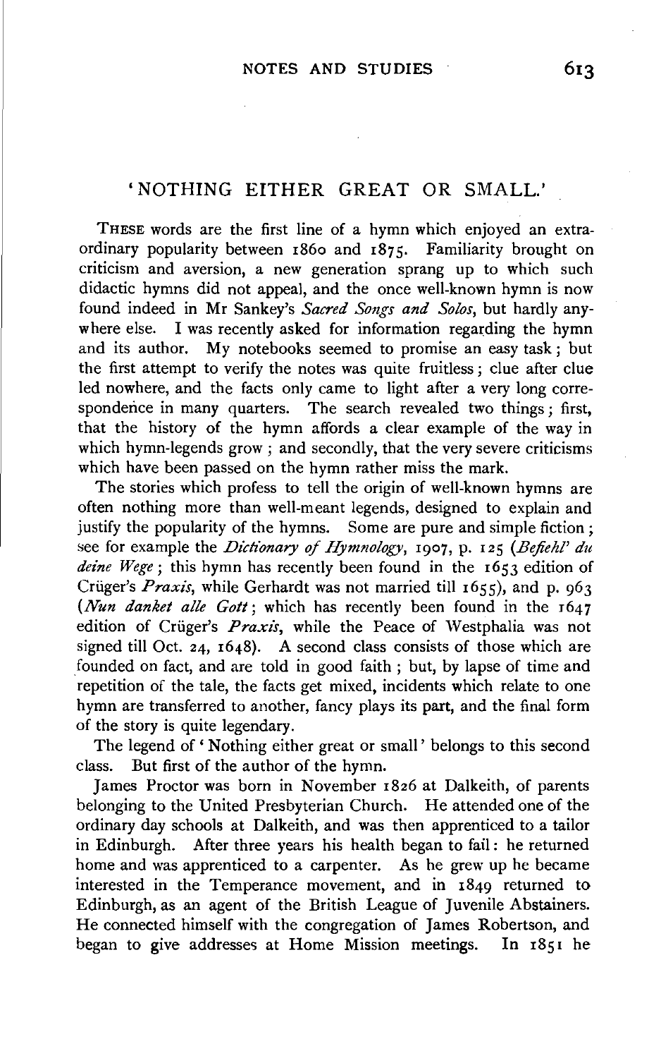## 'NOTHING EITHER GREAT OR SMALL.'

THESE words are the first line of a hymn which enjoyed an extraordinary popularity between 1860 and 1875. Familiarity brought on criticism and aversion, a new generation sprang up to which such didactic hymns did not appeal, and the once well-known hymn is now found indeed in Mr Sankey's *Sacred Songs and Solos*, but hardly anywhere else. I was recently asked for information regarding the hymn and its author. My notebooks seemed to promise an easy task; but the first attempt to verify the notes was quite fruitless; clue after clue led nowhere, and the facts only came to light after a very long correspondence in many quarters. The search revealed two things; first, that the history of the hymn affords a clear example of the way in which hymn-legends grow; and secondly, that the very severe criticisms which have been passed on the hymn rather miss the mark.

The stories which profess to tell the origin of well-known hymns are often nothing more than well-meant legends, designed to explain and justify the popularity of the hymns. Some are pure and simple fiction; see for example the *Dictionary of Hymnology*, 1907, p. 125 (*Befiehl' du deine Wege*; this hymn has recently been found in the 1653 edition of Crüger's *Praxis*, while Gerhardt was not married till 1655), and p. 963 (*Nun danket alle Gott*; which has recently been found in the 1647 edition of Crüger's *Praxis*, while the Peace of Westphalia was not signed till Oct. 24, 1648). A second class consists of those which are founded on fact, and are told in good faith; but, by lapse of time and repetition of the tale, the facts get mixed, incidents which relate to one hymn are transferred to another, fancy plays its part, and the final form of the story is quite legendary.

The legend of 'Nothing either great or small' belongs to this second class. But first of the author of the hymn.

James Proctor was born in November 1826 at Dalkeith, of parents belonging to the United Presbyterian Church. He attended one of the ordinary day schools at Dalkeith, and was then apprenticed to a tailor in Edinburgh. After three years his health began to fail: he returned home and was apprenticed to a carpenter. As he grew up he became interested in the Temperance movement, and in 1849 returned to Edinburgh, as an agent of the British League of Juvenile Abstainers. He connected himself with the congregation of James Robertson, and began to give addresses at Home Mission meetings. In 1851 he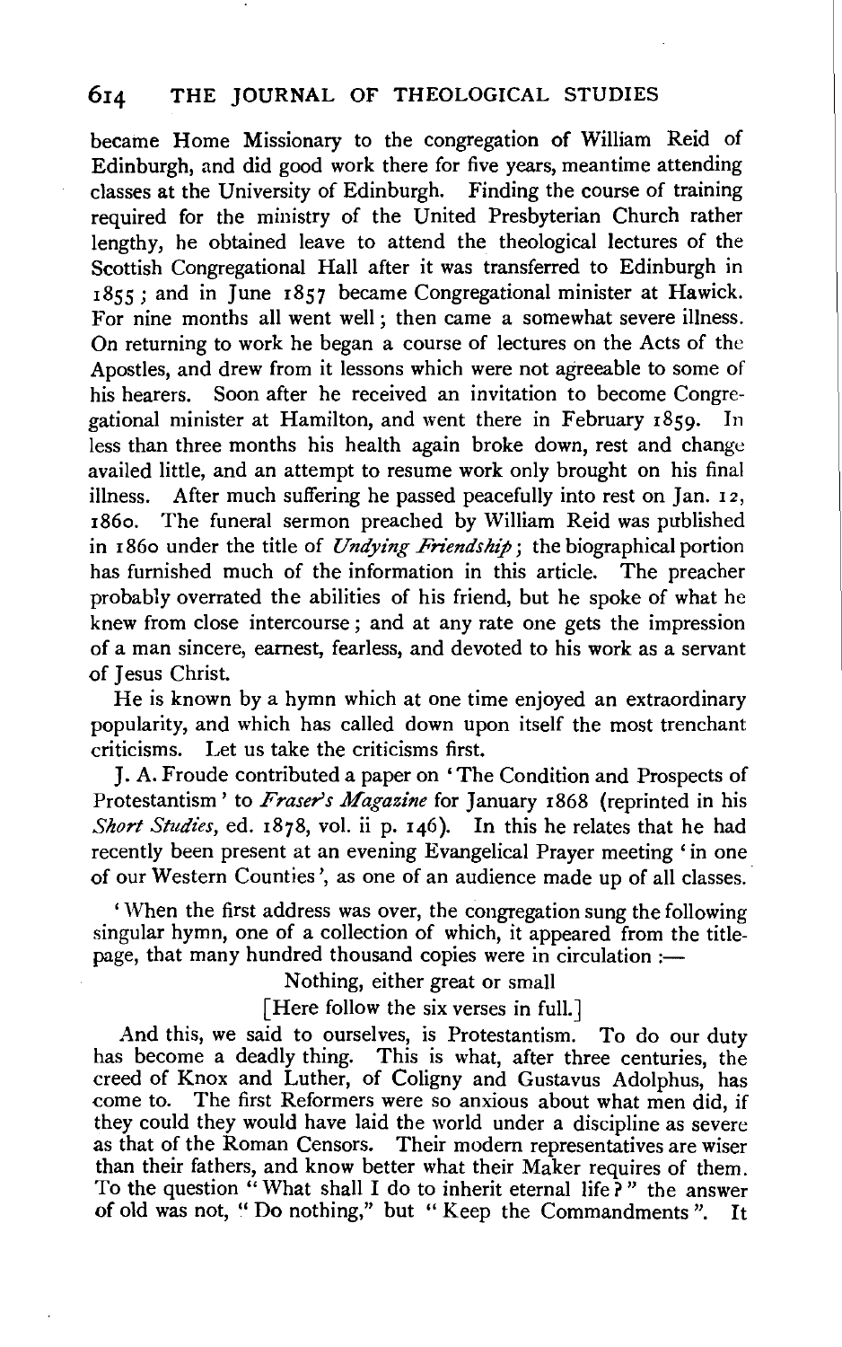became Home Missionary to the congregation of William Reid of Edinburgh, and did good work there for five years, meantime attending classes at the University of Edinburgh. Finding the course of training required for the ministry of the United Presbyterian Church rather lengthy, he obtained leave to attend the theological lectures of the Scottish Congregational Hall after it was transferred to Edinburgh in 1855; and in June 1857 became Congregational minister at Hawick. For nine months all went well; then came a somewhat severe illness. On returning to work he began a course of lectures on the Acts of the Apostles, and drew from it lessons which were not agreeable to some of his hearers. Soon after he received an invitation to become Congregational minister at Hamilton, and went there in February 1859. In less than three months his health again broke down, rest and change availed little, and an attempt to resume work only brought on his final illness. After much suffering he passed peacefully into rest on Jan. 12, 1860. The funeral sermon preached by William Reid was published in 1860 under the title of *Undying Friendship*; the biographical portion has furnished much of the information in this article. The preacher probably overrated the abilities of his friend, but he spoke of what he knew from close intercourse; and at any rate one gets the impression of a man sincere, earnest, fearless, and devoted to his work as a servant of Jesus Christ.

He is known by a hymn which at one time enjoyed an extraordinary popularity, and which has called down upon itself the most trenchant criticisms. Let us take the criticisms first.

J. A. Froude contributed a paper on 'The Condition and Prospects of Protestantism' to *Fraser's Magazine* for January 1868 (reprinted in his *Short Studies*, ed. 1878, vol. ii p. 146). In this he relates that he had recently been present at an evening Evangelical Prayer meeting 'in one of our Western Counties', as one of an audience made up of all classes.

> 'When the first address was over, the congregation sung the following singular hymn, one of a collection of which, it appeared from the title-page, that many hundred thousand copies were in circulation :—
>
> Nothing, either great or small
>
> [Here follow the six verses in full.]
>
> And this, we said to ourselves, is Protestantism. To do our duty has become a deadly thing. This is what, after three centuries, the creed of Knox and Luther, of Coligny and Gustavus Adolphus, has come to. The first Reformers were so anxious about what men did, if they could they would have laid the world under a discipline as severe as that of the Roman Censors. Their modern representatives are wiser than their fathers, and know better what their Maker requires of them. To the question "What shall I do to inherit eternal life?" the answer of old was not, "Do nothing," but "Keep the Commandments". It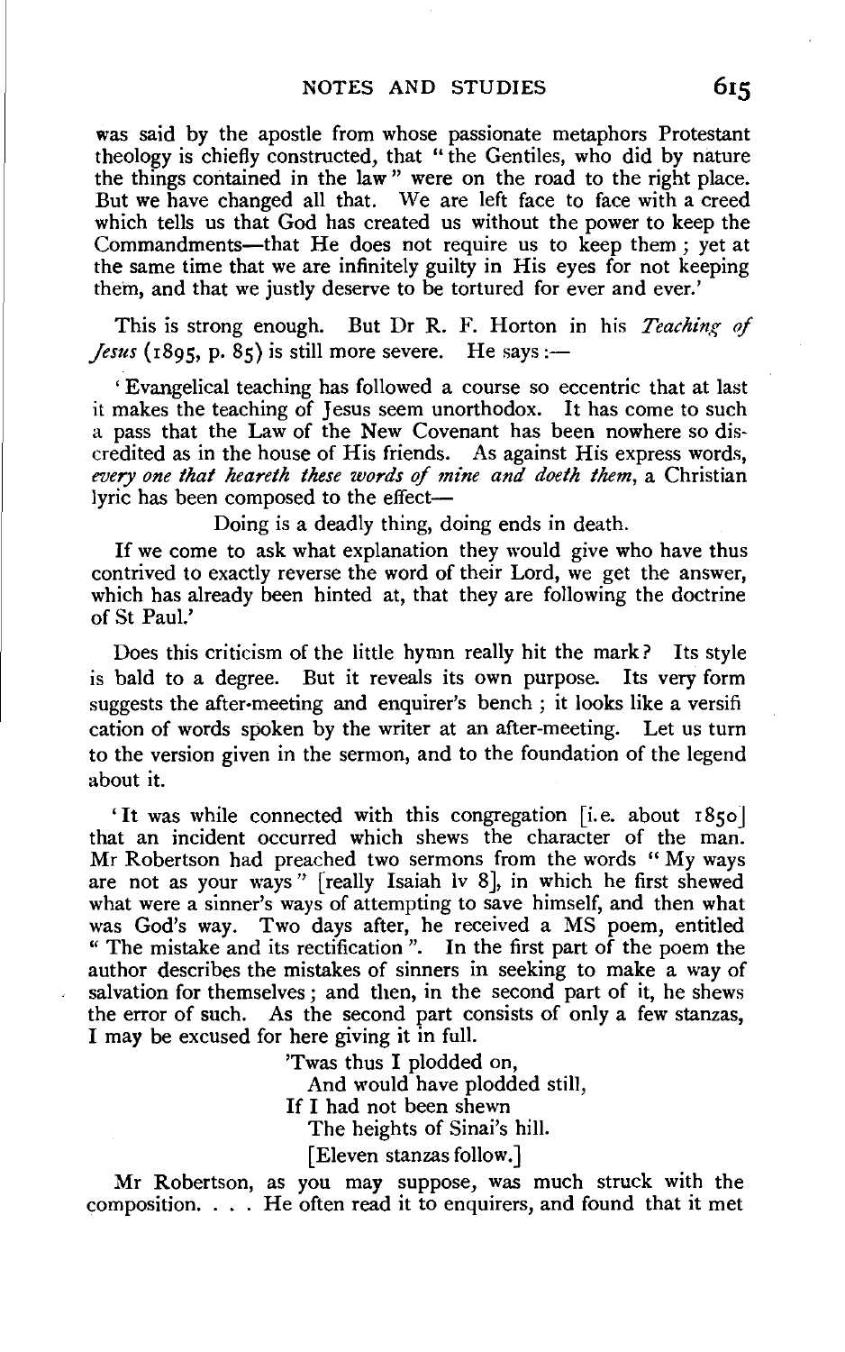was said by the apostle from whose passionate metaphors Protestant theology is chiefly constructed, that "the Gentiles, who did by nature the things contained in the law" were on the road to the right place. But we have changed all that. We are left face to face with a creed which tells us that God has created us without the power to keep the Commandments—that He does not require us to keep them; yet at the same time that we are infinitely guilty in His eyes for not keeping them, and that we justly deserve to be tortured for ever and ever.'

This is strong enough. But Dr R. F. Horton in his *Teaching of Jesus* (1895, p. 85) is still more severe. He says:—

'Evangelical teaching has followed a course so eccentric that at last it makes the teaching of Jesus seem unorthodox. It has come to such a pass that the Law of the New Covenant has been nowhere so discredited as in the house of His friends. As against His express words, *every one that heareth these words of mine and doeth them*, a Christian lyric has been composed to the effect—

Doing is a deadly thing, doing ends in death.

If we come to ask what explanation they would give who have thus contrived to exactly reverse the word of their Lord, we get the answer, which has already been hinted at, that they are following the doctrine of St Paul.'

Does this criticism of the little hymn really hit the mark? Its style is bald to a degree. But it reveals its own purpose. Its very form suggests the after-meeting and enquirer's bench; it looks like a versification of words spoken by the writer at an after-meeting. Let us turn to the version given in the sermon, and to the foundation of the legend about it.

'It was while connected with this congregation [i.e. about 1850] that an incident occurred which shews the character of the man. Mr Robertson had preached two sermons from the words "My ways are not as your ways" [really Isaiah lv 8], in which he first shewed what were a sinner's ways of attempting to save himself, and then what was God's way. Two days after, he received a MS poem, entitled "The mistake and its rectification". In the first part of the poem the author describes the mistakes of sinners in seeking to make a way of salvation for themselves; and then, in the second part of it, he shews the error of such. As the second part consists of only a few stanzas, I may be excused for here giving it in full.

'Twas thus I plodded on,
And would have plodded still,
If I had not been shewn
The heights of Sinai's hill.
[Eleven stanzas follow.]

Mr Robertson, as you may suppose, was much struck with the composition. . . . He often read it to enquirers, and found that it met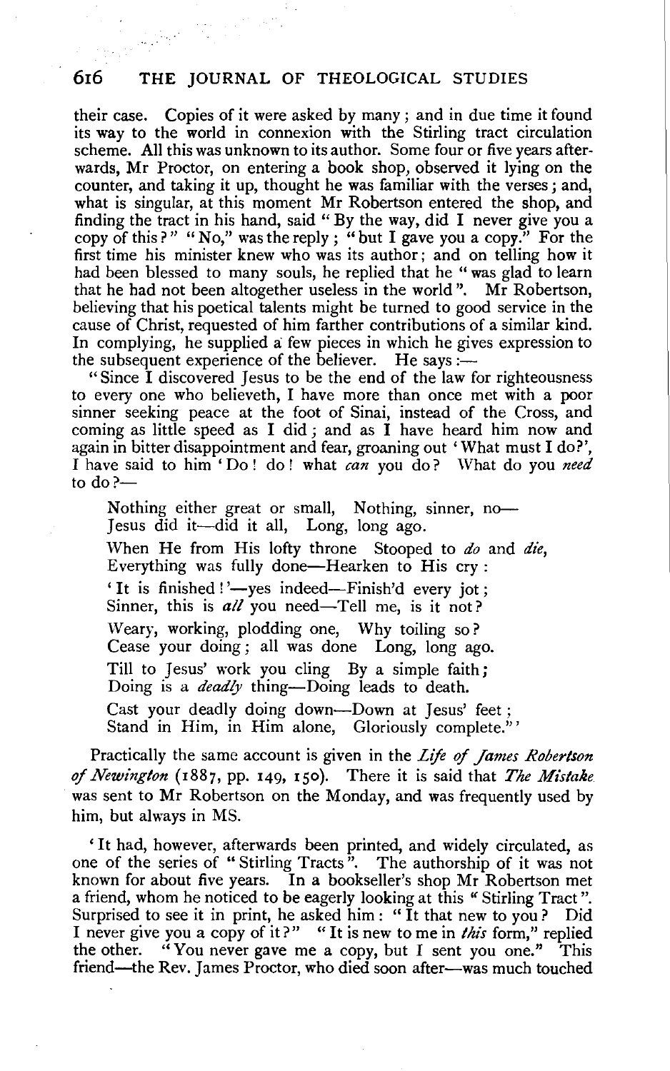their case. Copies of it were asked by many; and in due time it found its way to the world in connexion with the Stirling tract circulation scheme. All this was unknown to its author. Some four or five years afterwards, Mr Proctor, on entering a book shop, observed it lying on the counter, and taking it up, thought he was familiar with the verses; and, what is singular, at this moment Mr Robertson entered the shop, and finding the tract in his hand, said "By the way, did I never give you a copy of this?" "No," was the reply; "but I gave you a copy." For the first time his minister knew who was its author; and on telling how it had been blessed to many souls, he replied that he "was glad to learn that he had not been altogether useless in the world". Mr Robertson, believing that his poetical talents might be turned to good service in the cause of Christ, requested of him farther contributions of a similar kind. In complying, he supplied a few pieces in which he gives expression to the subsequent experience of the believer. He says:—

"Since I discovered Jesus to be the end of the law for righteousness to every one who believeth, I have more than once met with a poor sinner seeking peace at the foot of Sinai, instead of the Cross, and coming as little speed as I did; and as I have heard him now and again in bitter disappointment and fear, groaning out 'What must I do?', I have said to him 'Do! do! what *can* you do? What do you *need* to do?—

> Nothing either great or small, Nothing, sinner, no—
> Jesus did it—did it all, Long, long ago.
>
> When He from His lofty throne Stooped to *do* and *die*,
> Everything was fully done—Hearken to His cry:
>
> 'It is finished!'—yes indeed—Finish'd every jot;
> Sinner, this is *all* you need—Tell me, is it not?
>
> Weary, working, plodding one, Why toiling so?
> Cease your doing; all was done Long, long ago.
>
> Till to Jesus' work you cling By a simple faith;
> Doing is a *deadly* thing—Doing leads to death.
>
> Cast your deadly doing down—Down at Jesus' feet;
> Stand in Him, in Him alone, Gloriously complete."'

Practically the same account is given in the *Life of James Robertson of Newington* (1887, pp. 149, 150). There it is said that *The Mistake* was sent to Mr Robertson on the Monday, and was frequently used by him, but always in MS.

'It had, however, afterwards been printed, and widely circulated, as one of the series of "Stirling Tracts". The authorship of it was not known for about five years. In a bookseller's shop Mr Robertson met a friend, whom he noticed to be eagerly looking at this "Stirling Tract". Surprised to see it in print, he asked him: "It that new to you? Did I never give you a copy of it?" "It is new to me in *this* form," replied the other. "You never gave me a copy, but I sent you one." This friend—the Rev. James Proctor, who died soon after—was much touched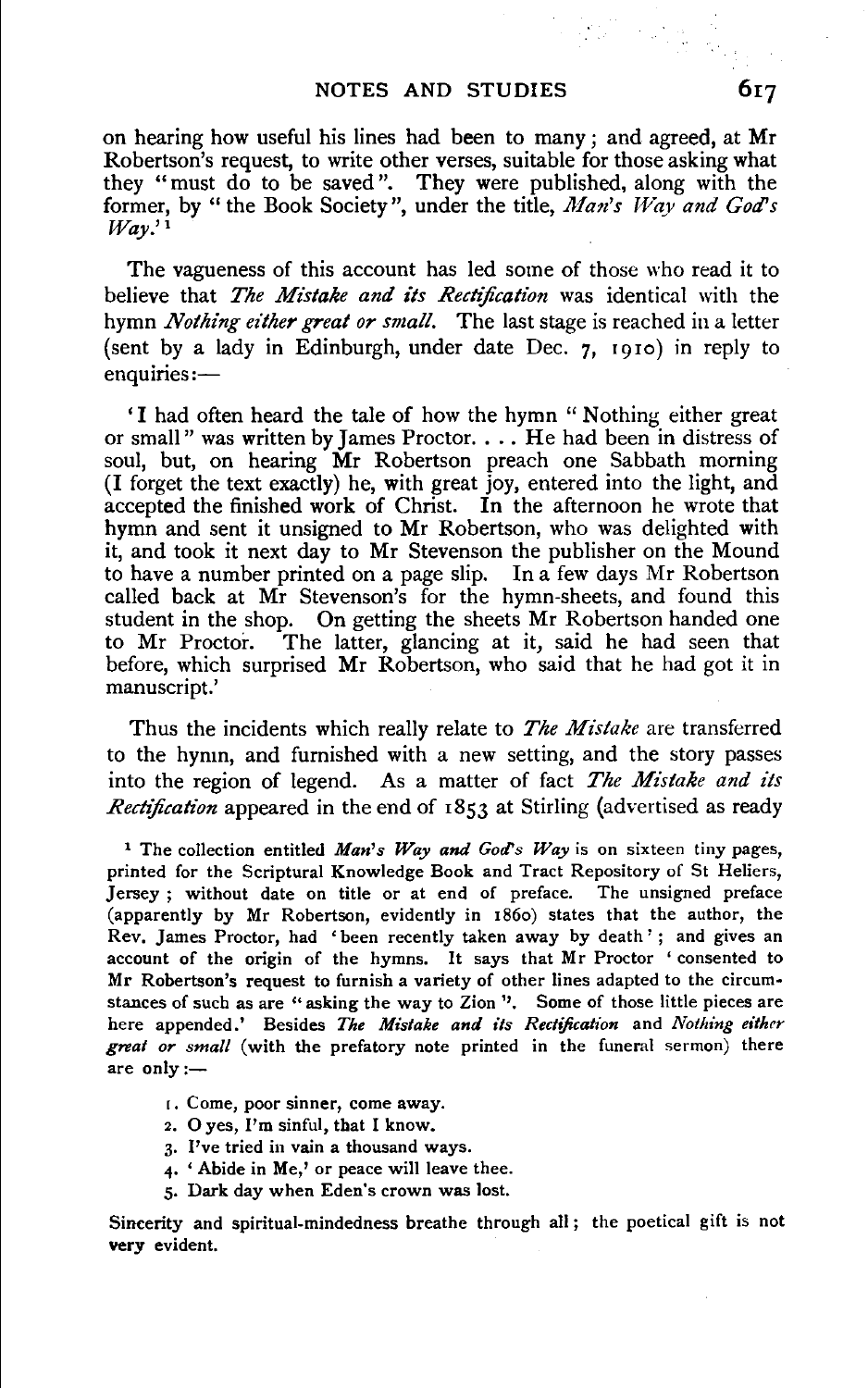on hearing how useful his lines had been to many; and agreed, at Mr Robertson's request, to write other verses, suitable for those asking what they "must do to be saved". They were published, along with the former, by "the Book Society", under the title, *Man's Way and God's Way*.'[1]

The vagueness of this account has led some of those who read it to believe that *The Mistake and its Rectification* was identical with the hymn *Nothing either great or small*. The last stage is reached in a letter (sent by a lady in Edinburgh, under date Dec. 7, 1910) in reply to enquiries:—

'I had often heard the tale of how the hymn "Nothing either great or small" was written by James Proctor. . . . He had been in distress of soul, but, on hearing Mr Robertson preach one Sabbath morning (I forget the text exactly) he, with great joy, entered into the light, and accepted the finished work of Christ. In the afternoon he wrote that hymn and sent it unsigned to Mr Robertson, who was delighted with it, and took it next day to Mr Stevenson the publisher on the Mound to have a number printed on a page slip. In a few days Mr Robertson called back at Mr Stevenson's for the hymn-sheets, and found this student in the shop. On getting the sheets Mr Robertson handed one to Mr Proctor. The latter, glancing at it, said he had seen that before, which surprised Mr Robertson, who said that he had got it in manuscript.'

Thus the incidents which really relate to *The Mistake* are transferred to the hymn, and furnished with a new setting, and the story passes into the region of legend. As a matter of fact *The Mistake and its Rectification* appeared in the end of 1853 at Stirling (advertised as ready

[1] The collection entitled *Man's Way and God's Way* is on sixteen tiny pages, printed for the Scriptural Knowledge Book and Tract Repository of St Heliers, Jersey; without date on title or at end of preface. The unsigned preface (apparently by Mr Robertson, evidently in 1860) states that the author, the Rev. James Proctor, had 'been recently taken away by death'; and gives an account of the origin of the hymns. It says that Mr Proctor 'consented to Mr Robertson's request to furnish a variety of other lines adapted to the circumstances of such as are "asking the way to Zion". Some of those little pieces are here appended.' Besides *The Mistake and its Rectification* and *Nothing either great or small* (with the prefatory note printed in the funeral sermon) there are only:—

1. Come, poor sinner, come away.
2. O yes, I'm sinful, that I know.
3. I've tried in vain a thousand ways.
4. 'Abide in Me,' or peace will leave thee.
5. Dark day when Eden's crown was lost.

Sincerity and spiritual-mindedness breathe through all; the poetical gift is not very evident.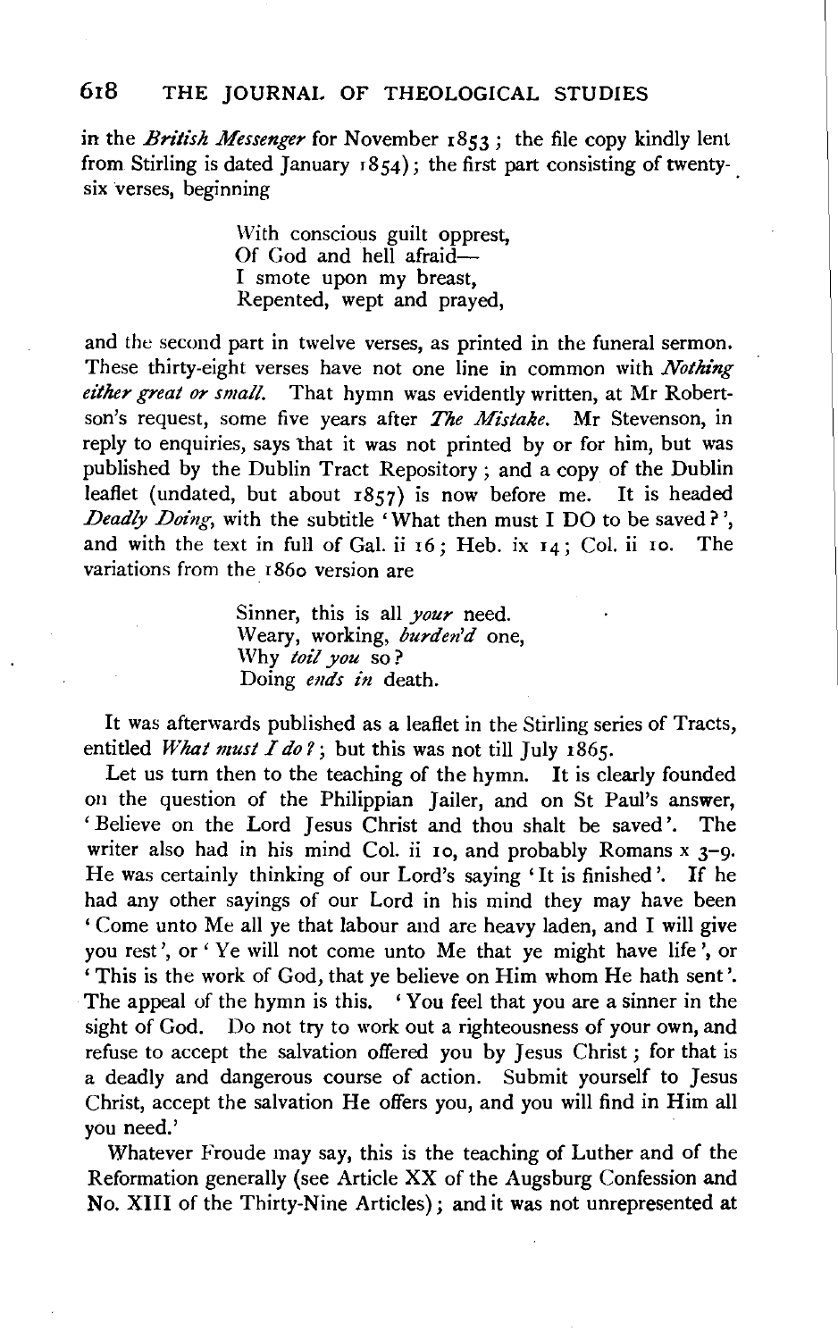in the *British Messenger* for November 1853; the file copy kindly lent from Stirling is dated January 1854); the first part consisting of twenty-six verses, beginning

> With conscious guilt opprest,
> Of God and hell afraid—
> I smote upon my breast,
> Repented, wept and prayed,

and the second part in twelve verses, as printed in the funeral sermon. These thirty-eight verses have not one line in common with *Nothing either great or small*. That hymn was evidently written, at Mr Robertson's request, some five years after *The Mistake*. Mr Stevenson, in reply to enquiries, says that it was not printed by or for him, but was published by the Dublin Tract Repository; and a copy of the Dublin leaflet (undated, but about 1857) is now before me. It is headed *Deadly Doing*, with the subtitle 'What then must I DO to be saved?', and with the text in full of Gal. ii 16; Heb. ix 14; Col. ii 10. The variations from the 1860 version are

> Sinner, this is all *your* need.
> Weary, working, *burden'd* one,
> Why *toil you* so?
> Doing *ends in* death.

It was afterwards published as a leaflet in the Stirling series of Tracts, entitled *What must I do?*; but this was not till July 1865.

Let us turn then to the teaching of the hymn. It is clearly founded on the question of the Philippian Jailer, and on St Paul's answer, 'Believe on the Lord Jesus Christ and thou shalt be saved'. The writer also had in his mind Col. ii 10, and probably Romans x 3–9. He was certainly thinking of our Lord's saying 'It is finished'. If he had any other sayings of our Lord in his mind they may have been 'Come unto Me all ye that labour and are heavy laden, and I will give you rest', or 'Ye will not come unto Me that ye might have life', or 'This is the work of God, that ye believe on Him whom He hath sent'. The appeal of the hymn is this. 'You feel that you are a sinner in the sight of God. Do not try to work out a righteousness of your own, and refuse to accept the salvation offered you by Jesus Christ; for that is a deadly and dangerous course of action. Submit yourself to Jesus Christ, accept the salvation He offers you, and you will find in Him all you need.'

Whatever Froude may say, this is the teaching of Luther and of the Reformation generally (see Article XX of the Augsburg Confession and No. XIII of the Thirty-Nine Articles); and it was not unrepresented at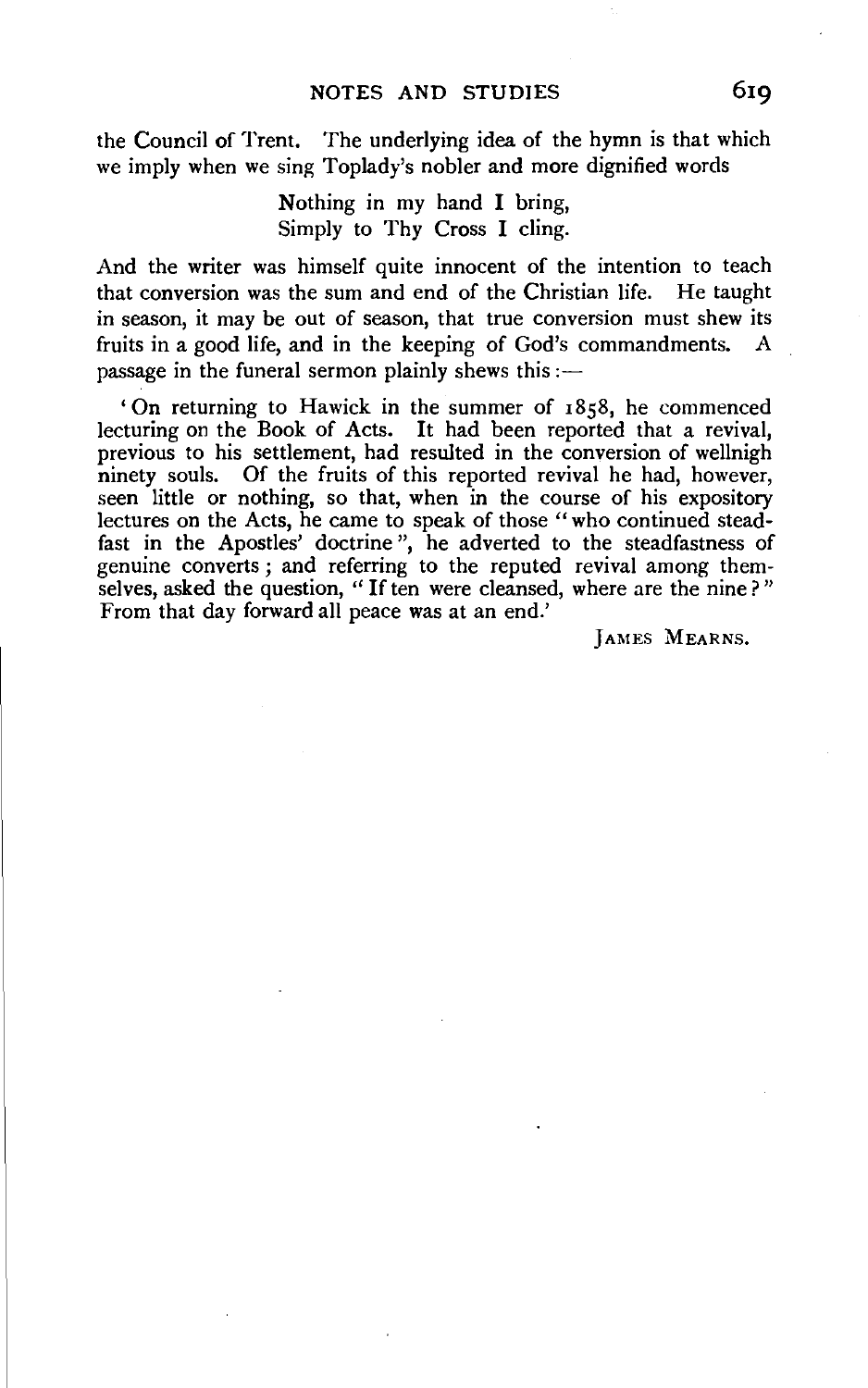the Council of Trent. The underlying idea of the hymn is that which we imply when we sing Toplady's nobler and more dignified words

> Nothing in my hand I bring,
> Simply to Thy Cross I cling.

And the writer was himself quite innocent of the intention to teach that conversion was the sum and end of the Christian life. He taught in season, it may be out of season, that true conversion must shew its fruits in a good life, and in the keeping of God's commandments. A passage in the funeral sermon plainly shews this:—

'On returning to Hawick in the summer of 1858, he commenced lecturing on the Book of Acts. It had been reported that a revival, previous to his settlement, had resulted in the conversion of wellnigh ninety souls. Of the fruits of this reported revival he had, however, seen little or nothing, so that, when in the course of his expository lectures on the Acts, he came to speak of those "who continued steadfast in the Apostles' doctrine", he adverted to the steadfastness of genuine converts; and referring to the reputed revival among themselves, asked the question, "If ten were cleansed, where are the nine?" From that day forward all peace was at an end.'

JAMES MEARNS.